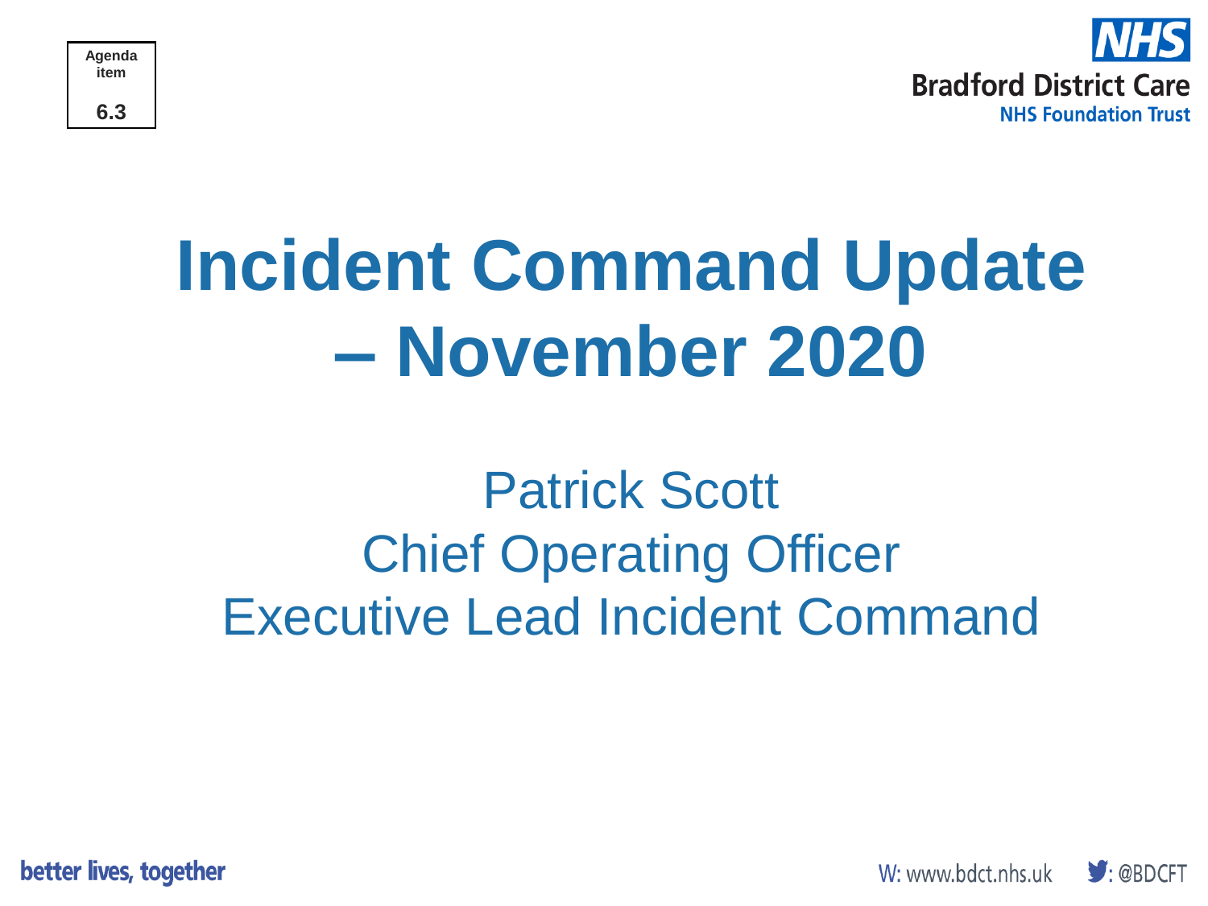Agenda item

6.3

NHS
Bradford District Care
NHS Foundation Trust

# Incident Command Update – November 2020

Patrick Scott
Chief Operating Officer
Executive Lead Incident Command

better lives, together

W: www.bdct.nhs.uk : @BDCFT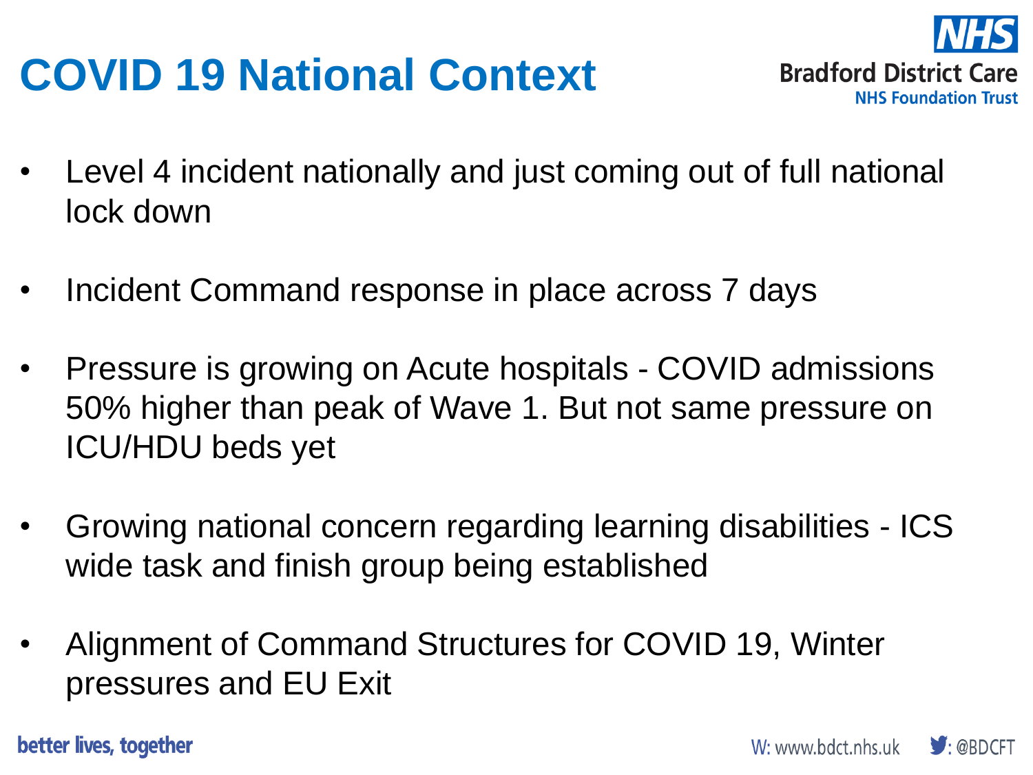# COVID 19 National Context

- Level 4 incident nationally and just coming out of full national lock down
- Incident Command response in place across 7 days
- Pressure is growing on Acute hospitals - COVID admissions 50% higher than peak of Wave 1. But not same pressure on ICU/HDU beds yet
- Growing national concern regarding learning disabilities - ICS wide task and finish group being established
- Alignment of Command Structures for COVID 19, Winter pressures and EU Exit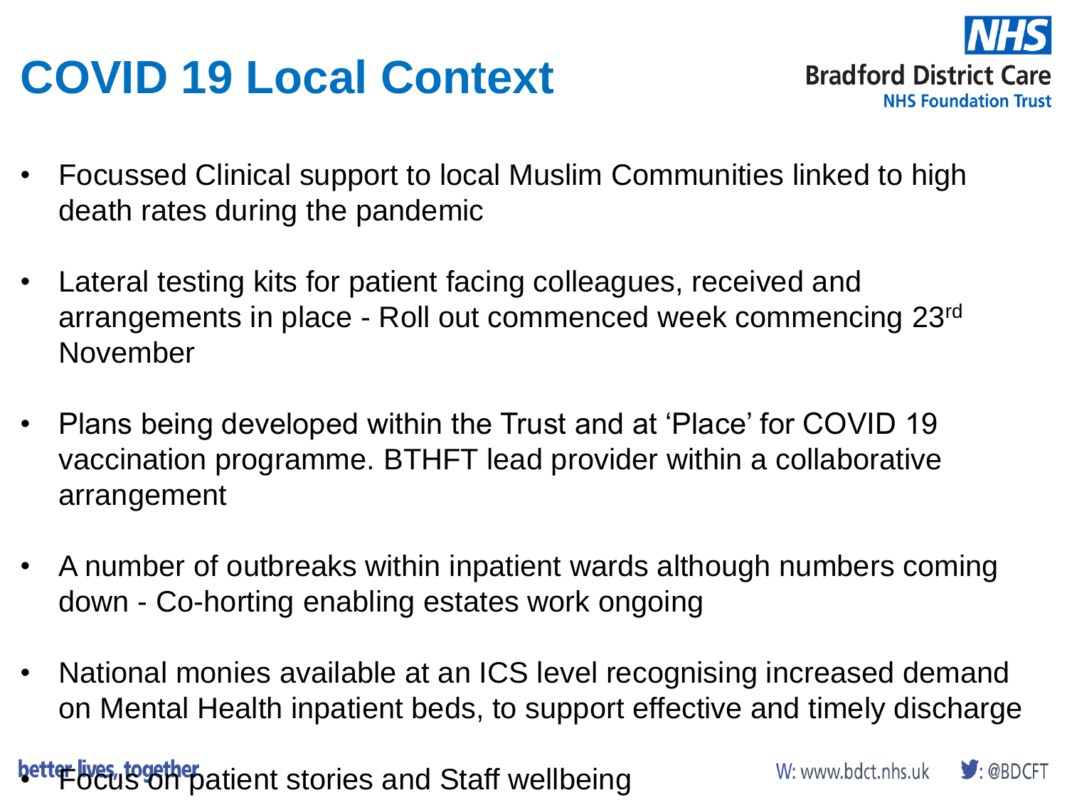# COVID 19 Local Context

- Focussed Clinical support to local Muslim Communities linked to high death rates during the pandemic
- Lateral testing kits for patient facing colleagues, received and arrangements in place - Roll out commenced week commencing 23rd November
- Plans being developed within the Trust and at 'Place' for COVID 19 vaccination programme. BTHFT lead provider within a collaborative arrangement
- A number of outbreaks within inpatient wards although numbers coming down - Co-horting enabling estates work ongoing
- National monies available at an ICS level recognising increased demand on Mental Health inpatient beds, to support effective and timely discharge
- Focus on patient stories and Staff wellbeing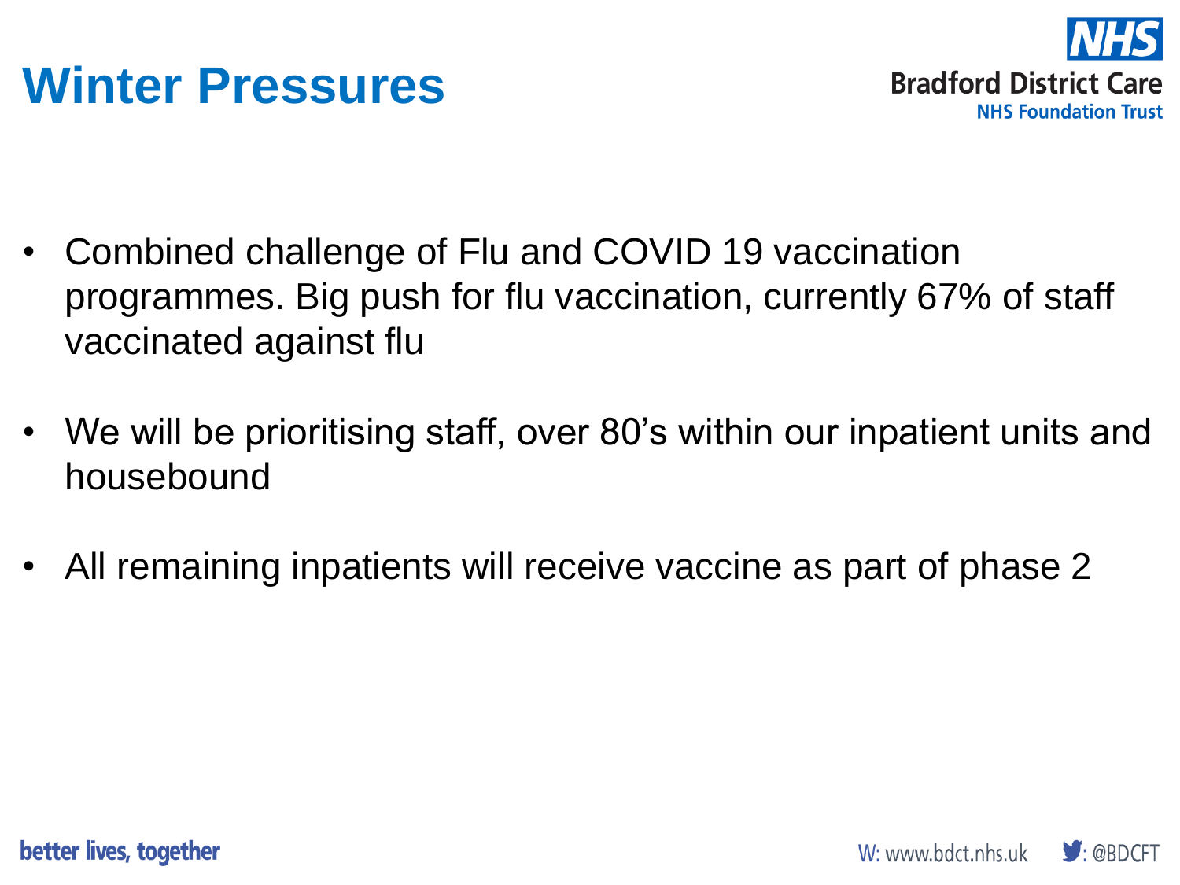# Winter Pressures

- Combined challenge of Flu and COVID 19 vaccination programmes. Big push for flu vaccination, currently 67% of staff vaccinated against flu
- We will be prioritising staff, over 80's within our inpatient units and housebound
- All remaining inpatients will receive vaccine as part of phase 2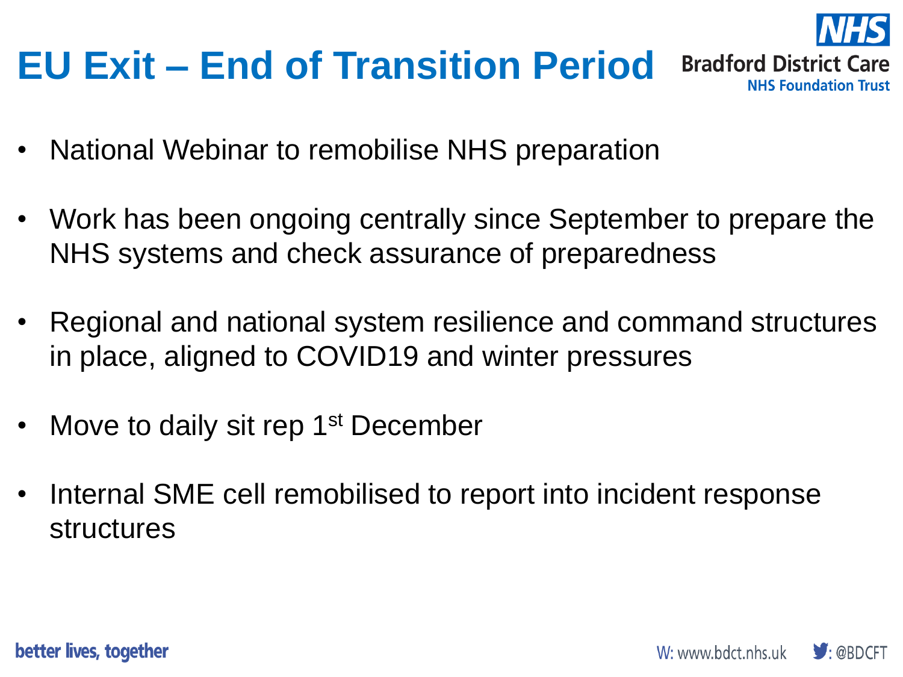# EU Exit – End of Transition Period

- National Webinar to remobilise NHS preparation
- Work has been ongoing centrally since September to prepare the NHS systems and check assurance of preparedness
- Regional and national system resilience and command structures in place, aligned to COVID19 and winter pressures
- Move to daily sit rep 1st December
- Internal SME cell remobilised to report into incident response structures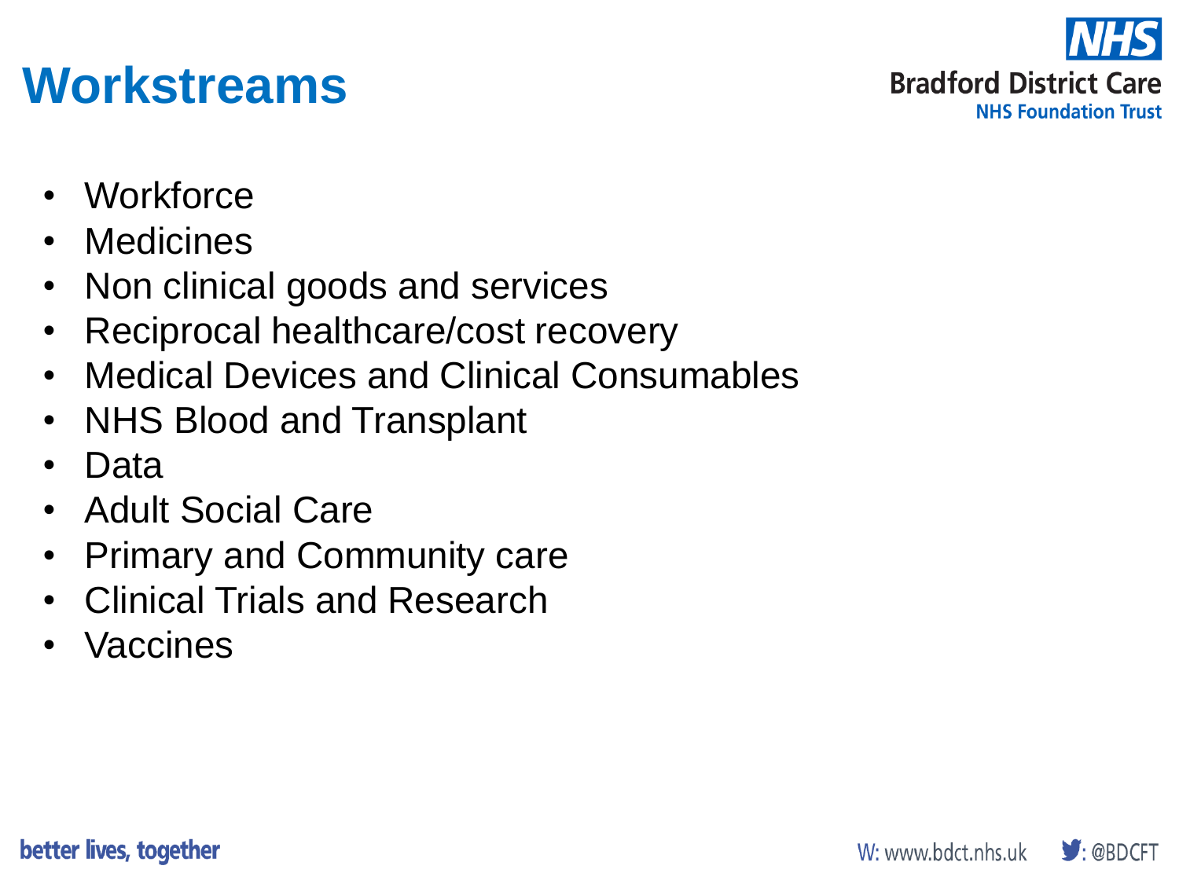# Workstreams

- Workforce
- Medicines
- Non clinical goods and services
- Reciprocal healthcare/cost recovery
- Medical Devices and Clinical Consumables
- NHS Blood and Transplant
- Data
- Adult Social Care
- Primary and Community care
- Clinical Trials and Research
- Vaccines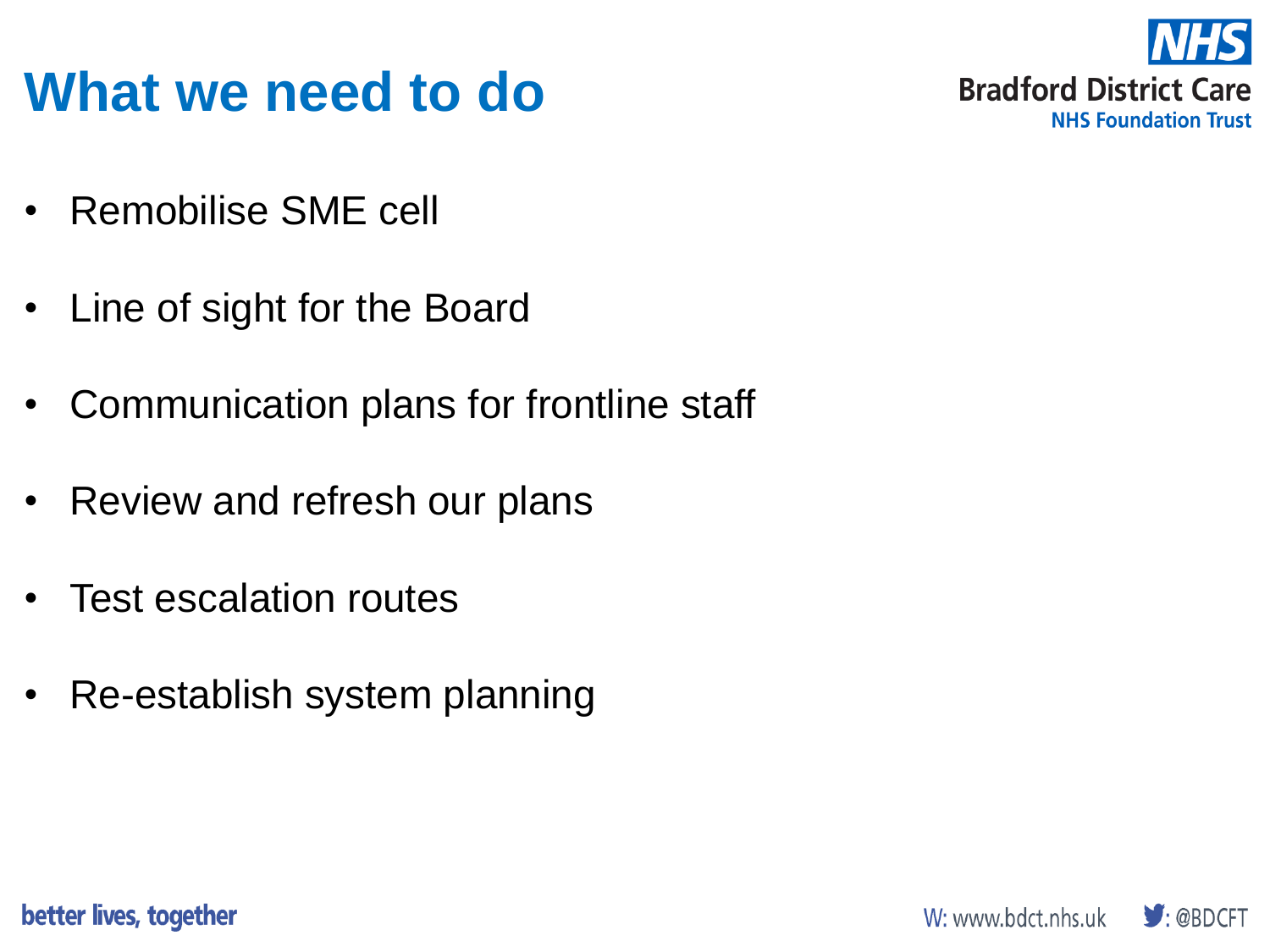# What we need to do

- Remobilise SME cell
- Line of sight for the Board
- Communication plans for frontline staff
- Review and refresh our plans
- Test escalation routes
- Re-establish system planning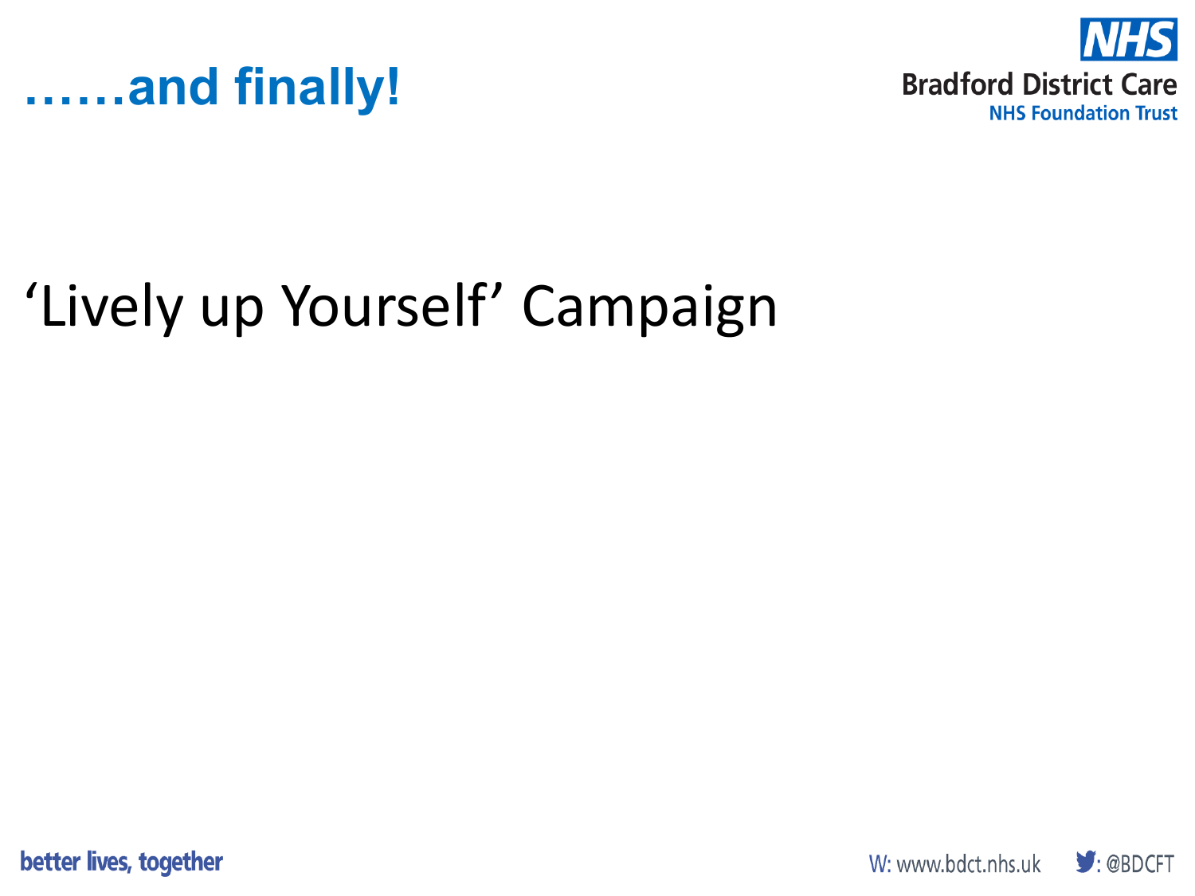# ……and finally!

‘Lively up Yourself’ Campaign